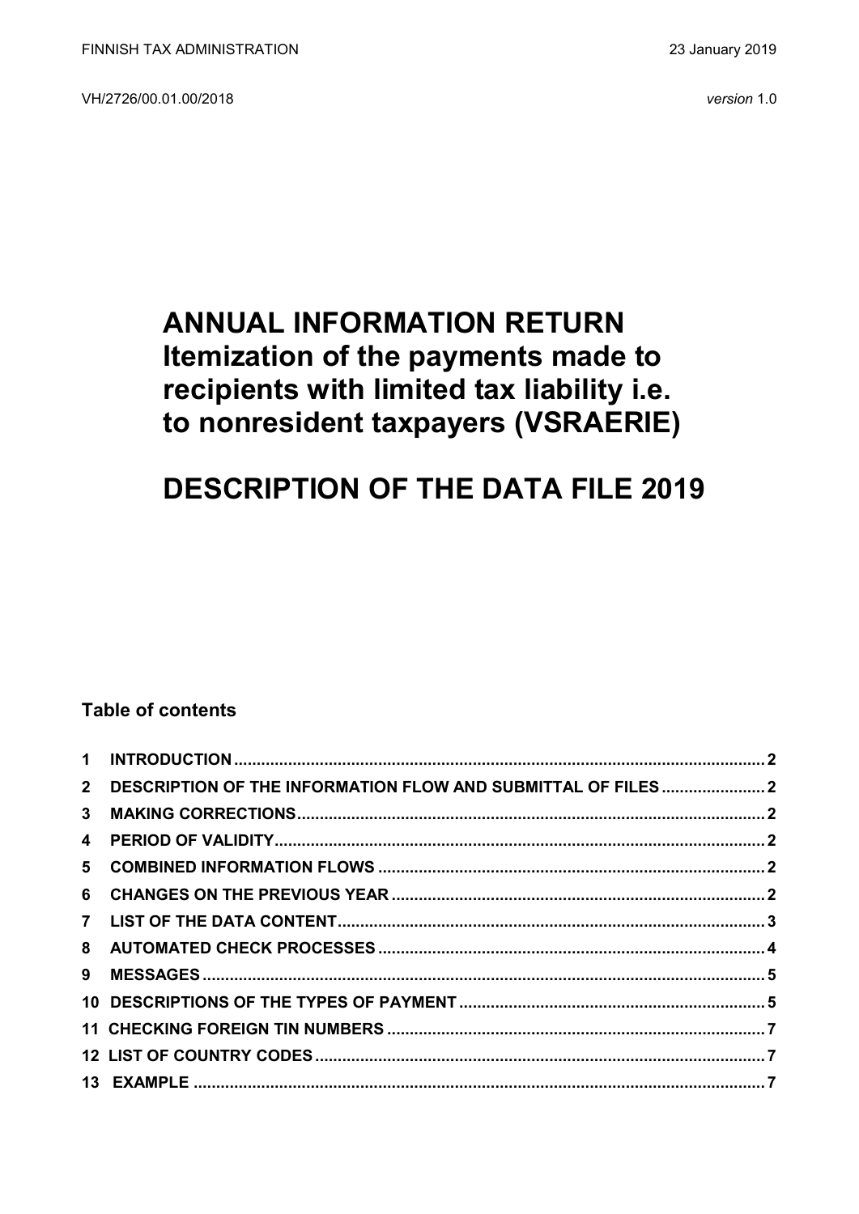FINNISH TAX ADMINISTRATION 23 January 2019

VH/2726/00.01.00/2018 *version* 1.0

# ANNUAL INFORMATION RETURN Itemization of the payments made to recipients with limited tax liability i.e. to nonresident taxpayers (VSRAERIE)

# DESCRIPTION OF THE DATA FILE 2019

**Table of contents**

| | | |
|---|---|---|
| 1 | INTRODUCTION | 2 |
| 2 | DESCRIPTION OF THE INFORMATION FLOW AND SUBMITTAL OF FILES | 2 |
| 3 | MAKING CORRECTIONS | 2 |
| 4 | PERIOD OF VALIDITY | 2 |
| 5 | COMBINED INFORMATION FLOWS | 2 |
| 6 | CHANGES ON THE PREVIOUS YEAR | 2 |
| 7 | LIST OF THE DATA CONTENT | 3 |
| 8 | AUTOMATED CHECK PROCESSES | 4 |
| 9 | MESSAGES | 5 |
| 10 | DESCRIPTIONS OF THE TYPES OF PAYMENT | 5 |
| 11 | CHECKING FOREIGN TIN NUMBERS | 7 |
| 12 | LIST OF COUNTRY CODES | 7 |
| 13 | EXAMPLE | 7 |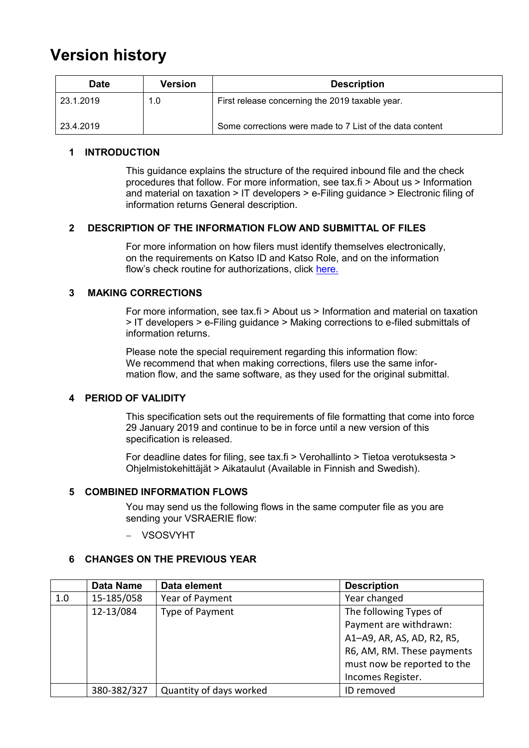# Version history

| Date | Version | Description |
| --- | --- | --- |
| 23.1.2019 | 1.0 | First release concerning the 2019 taxable year. |
| 23.4.2019 | | Some corrections were made to 7 List of the data content |

## 1 INTRODUCTION

This guidance explains the structure of the required inbound file and the check procedures that follow. For more information, see tax.fi > About us > Information and material on taxation > IT developers > e-Filing guidance > Electronic filing of information returns General description.

## 2 DESCRIPTION OF THE INFORMATION FLOW AND SUBMITTAL OF FILES

For more information on how filers must identify themselves electronically, on the requirements on Katso ID and Katso Role, and on the information flow's check routine for authorizations, click here.

## 3 MAKING CORRECTIONS

For more information, see tax.fi > About us > Information and material on taxation > IT developers > e-Filing guidance > Making corrections to e-filed submittals of information returns.

Please note the special requirement regarding this information flow:
We recommend that when making corrections, filers use the same information flow, and the same software, as they used for the original submittal.

## 4 PERIOD OF VALIDITY

This specification sets out the requirements of file formatting that come into force 29 January 2019 and continue to be in force until a new version of this specification is released.

For deadline dates for filing, see tax.fi > Verohallinto > Tietoa verotuksesta > Ohjelmistokehittäjät > Aikataulut (Available in Finnish and Swedish).

## 5 COMBINED INFORMATION FLOWS

You may send us the following flows in the same computer file as you are sending your VSRAERIE flow:

- VSOSVYHT

## 6 CHANGES ON THE PREVIOUS YEAR

| | Data Name | Data element | Description |
| --- | --- | --- | --- |
| 1.0 | 15-185/058 | Year of Payment | Year changed |
| | 12-13/084 | Type of Payment | The following Types of Payment are withdrawn: A1–A9, AR, AS, AD, R2, R5, R6, AM, RM. These payments must now be reported to the Incomes Register. |
| | 380-382/327 | Quantity of days worked | ID removed |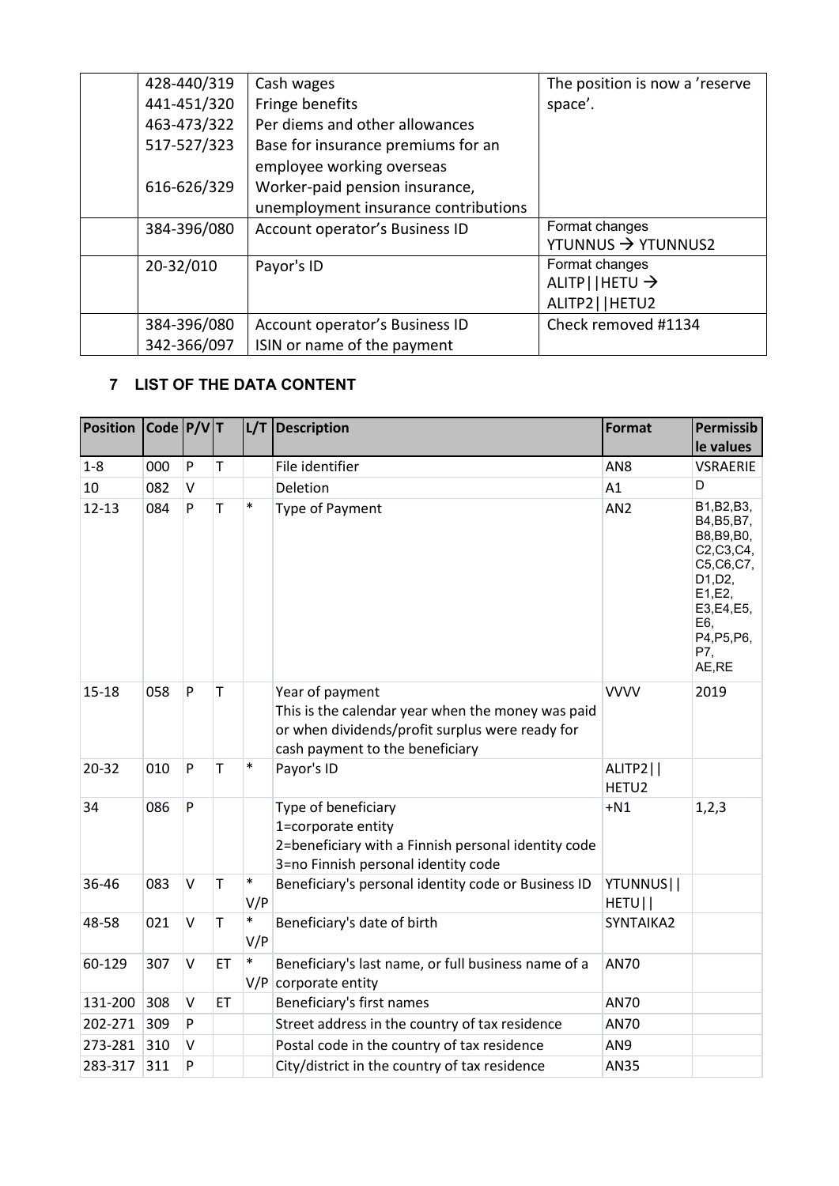| | | | |
|---|---|---|---|
| | 428-440/319<br>441-451/320<br>463-473/322<br>517-527/323<br><br>616-626/329 | Cash wages<br>Fringe benefits<br>Per diems and other allowances<br>Base for insurance premiums for an employee working overseas<br>Worker-paid pension insurance, unemployment insurance contributions | The position is now a 'reserve space'. |
| | 384-396/080 | Account operator's Business ID | Format changes<br>YTUNNUS → YTUNNUS2 |
| | 20-32/010 | Payor's ID | Format changes<br>ALITP\|\|HETU →<br>ALITP2\|\|HETU2 |
| | 384-396/080<br>342-366/097 | Account operator's Business ID<br>ISIN or name of the payment | Check removed #1134 |

## 7 LIST OF THE DATA CONTENT

| Position | Code | P/V | T | L/T | Description | Format | Permissible values |
|---|---|---|---|---|---|---|---|
| 1-8 | 000 | P | T | | File identifier | AN8 | VSRAERIE |
| 10 | 082 | V | | | Deletion | A1 | D |
| 12-13 | 084 | P | T | * | Type of Payment | AN2 | B1,B2,B3, B4,B5,B7, B8,B9,B0, C2,C3,C4, C5,C6,C7, D1,D2, E1,E2, E3,E4,E5, E6, P4,P5,P6, P7, AE,RE |
| 15-18 | 058 | P | T | | Year of payment<br>This is the calendar year when the money was paid or when dividends/profit surplus were ready for cash payment to the beneficiary | VVVV | 2019 |
| 20-32 | 010 | P | T | * | Payor's ID | ALITP2\|\|<br>HETU2 | |
| 34 | 086 | P | | | Type of beneficiary<br>1=corporate entity<br>2=beneficiary with a Finnish personal identity code<br>3=no Finnish personal identity code | +N1 | 1,2,3 |
| 36-46 | 083 | V | T | *<br>V/P | Beneficiary's personal identity code or Business ID | YTUNNUS\|\|<br>HETU\|\| | |
| 48-58 | 021 | V | T | *<br>V/P | Beneficiary's date of birth | SYNTAIKA2 | |
| 60-129 | 307 | V | ET | *<br>V/P | Beneficiary's last name, or full business name of a corporate entity | AN70 | |
| 131-200 | 308 | V | ET | | Beneficiary's first names | AN70 | |
| 202-271 | 309 | P | | | Street address in the country of tax residence | AN70 | |
| 273-281 | 310 | V | | | Postal code in the country of tax residence | AN9 | |
| 283-317 | 311 | P | | | City/district in the country of tax residence | AN35 | |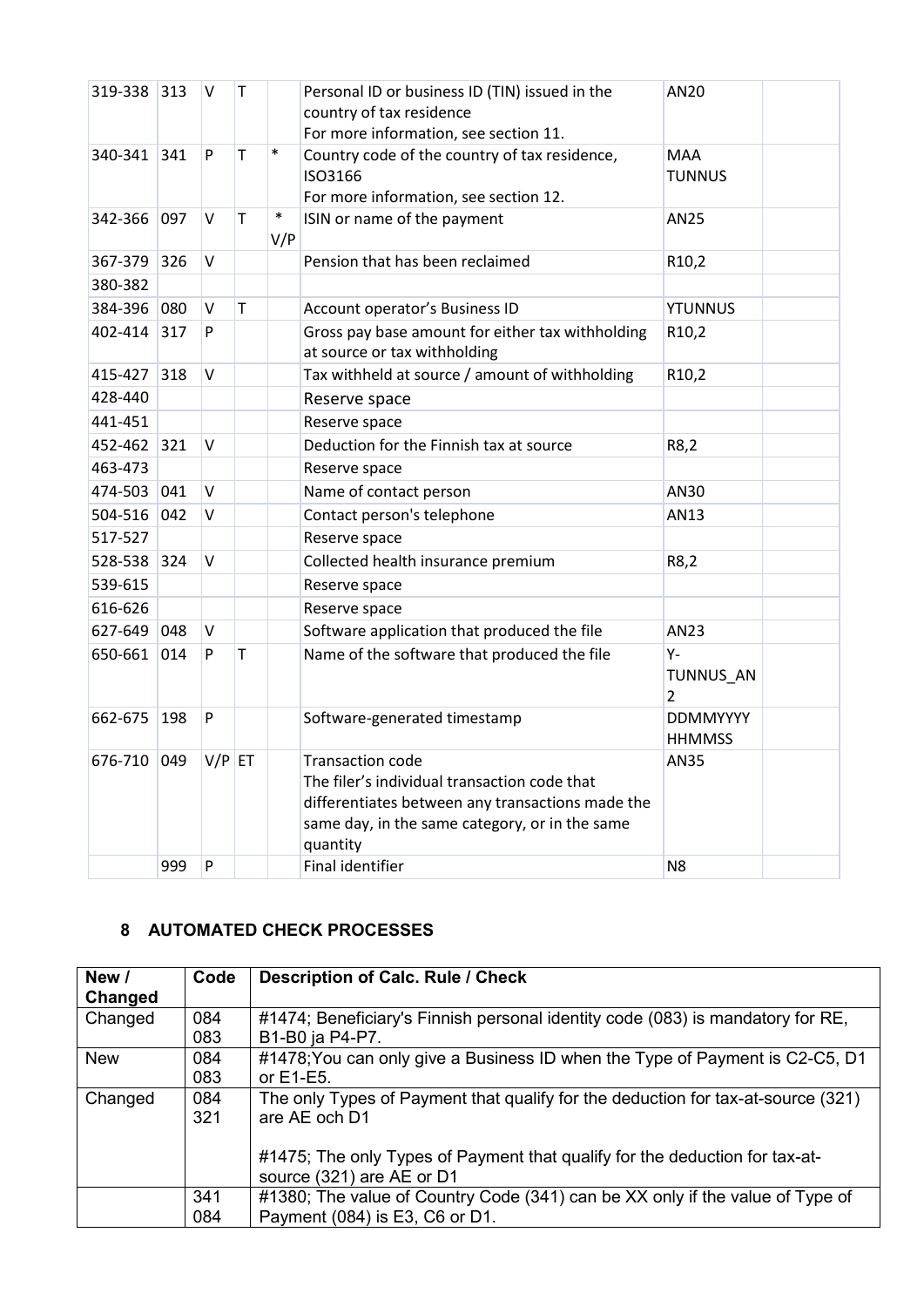| | | | | | | | |
|---|---|---|---|---|---|---|---|
| 319-338 | 313 | V | T | | Personal ID or business ID (TIN) issued in the country of tax residence<br>For more information, see section 11. | AN20 | |
| 340-341 | 341 | P | T | * | Country code of the country of tax residence, ISO3166<br>For more information, see section 12. | MAA TUNNUS | |
| 342-366 | 097 | V | T | * V/P | ISIN or name of the payment | AN25 | |
| 367-379 | 326 | V | | | Pension that has been reclaimed | R10,2 | |
| 380-382 | | | | | | | |
| 384-396 | 080 | V | T | | Account operator's Business ID | YTUNNUS | |
| 402-414 | 317 | P | | | Gross pay base amount for either tax withholding at source or tax withholding | R10,2 | |
| 415-427 | 318 | V | | | Tax withheld at source / amount of withholding | R10,2 | |
| 428-440 | | | | | Reserve space | | |
| 441-451 | | | | | Reserve space | | |
| 452-462 | 321 | V | | | Deduction for the Finnish tax at source | R8,2 | |
| 463-473 | | | | | Reserve space | | |
| 474-503 | 041 | V | | | Name of contact person | AN30 | |
| 504-516 | 042 | V | | | Contact person's telephone | AN13 | |
| 517-527 | | | | | Reserve space | | |
| 528-538 | 324 | V | | | Collected health insurance premium | R8,2 | |
| 539-615 | | | | | Reserve space | | |
| 616-626 | | | | | Reserve space | | |
| 627-649 | 048 | V | | | Software application that produced the file | AN23 | |
| 650-661 | 014 | P | T | | Name of the software that produced the file | Y-TUNNUS_AN2 | |
| 662-675 | 198 | P | | | Software-generated timestamp | DDMMYYYY HHMMSS | |
| 676-710 | 049 | V/P | ET | | Transaction code<br>The filer's individual transaction code that differentiates between any transactions made the same day, in the same category, or in the same quantity | AN35 | |
| | 999 | P | | | Final identifier | N8 | |

## 8 AUTOMATED CHECK PROCESSES

| New / Changed | Code | Description of Calc. Rule / Check |
|---|---|---|
| Changed | 084<br>083 | #1474; Beneficiary's Finnish personal identity code (083) is mandatory for RE, B1-B0 ja P4-P7. |
| New | 084<br>083 | #1478;You can only give a Business ID when the Type of Payment is C2-C5, D1 or E1-E5. |
| Changed | 084<br>321 | The only Types of Payment that qualify for the deduction for tax-at-source (321) are AE och D1<br><br>#1475; The only Types of Payment that qualify for the deduction for tax-at-source (321) are AE or D1 |
| | 341<br>084 | #1380; The value of Country Code (341) can be XX only if the value of Type of Payment (084) is E3, C6 or D1. |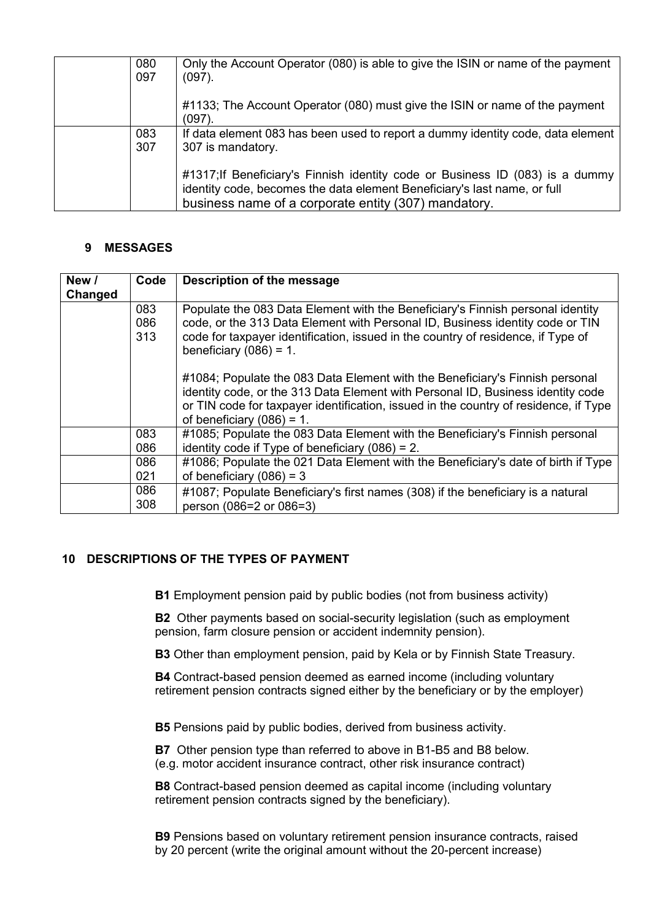| | | |
|---|---|---|
| | 080<br>097 | Only the Account Operator (080) is able to give the ISIN or name of the payment (097).<br><br>#1133; The Account Operator (080) must give the ISIN or name of the payment (097). |
| | 083<br>307 | If data element 083 has been used to report a dummy identity code, data element 307 is mandatory.<br><br>#1317;If Beneficiary's Finnish identity code or Business ID (083) is a dummy identity code, becomes the data element Beneficiary's last name, or full business name of a corporate entity (307) mandatory. |

## 9 MESSAGES

| New / Changed | Code | Description of the message |
|---|---|---|
| | 083<br>086<br>313 | Populate the 083 Data Element with the Beneficiary's Finnish personal identity code, or the 313 Data Element with Personal ID, Business identity code or TIN code for taxpayer identification, issued in the country of residence, if Type of beneficiary (086) = 1.<br><br>#1084; Populate the 083 Data Element with the Beneficiary's Finnish personal identity code, or the 313 Data Element with Personal ID, Business identity code or TIN code for taxpayer identification, issued in the country of residence, if Type of beneficiary (086) = 1. |
| | 083<br>086 | #1085; Populate the 083 Data Element with the Beneficiary's Finnish personal identity code if Type of beneficiary (086) = 2. |
| | 086<br>021 | #1086; Populate the 021 Data Element with the Beneficiary's date of birth if Type of beneficiary (086) = 3 |
| | 086<br>308 | #1087; Populate Beneficiary's first names (308) if the beneficiary is a natural person (086=2 or 086=3) |

## 10 DESCRIPTIONS OF THE TYPES OF PAYMENT

**B1** Employment pension paid by public bodies (not from business activity)

**B2** Other payments based on social-security legislation (such as employment pension, farm closure pension or accident indemnity pension).

**B3** Other than employment pension, paid by Kela or by Finnish State Treasury.

**B4** Contract-based pension deemed as earned income (including voluntary retirement pension contracts signed either by the beneficiary or by the employer)

**B5** Pensions paid by public bodies, derived from business activity.

**B7** Other pension type than referred to above in B1-B5 and B8 below. (e.g. motor accident insurance contract, other risk insurance contract)

**B8** Contract-based pension deemed as capital income (including voluntary retirement pension contracts signed by the beneficiary).

**B9** Pensions based on voluntary retirement pension insurance contracts, raised by 20 percent (write the original amount without the 20-percent increase)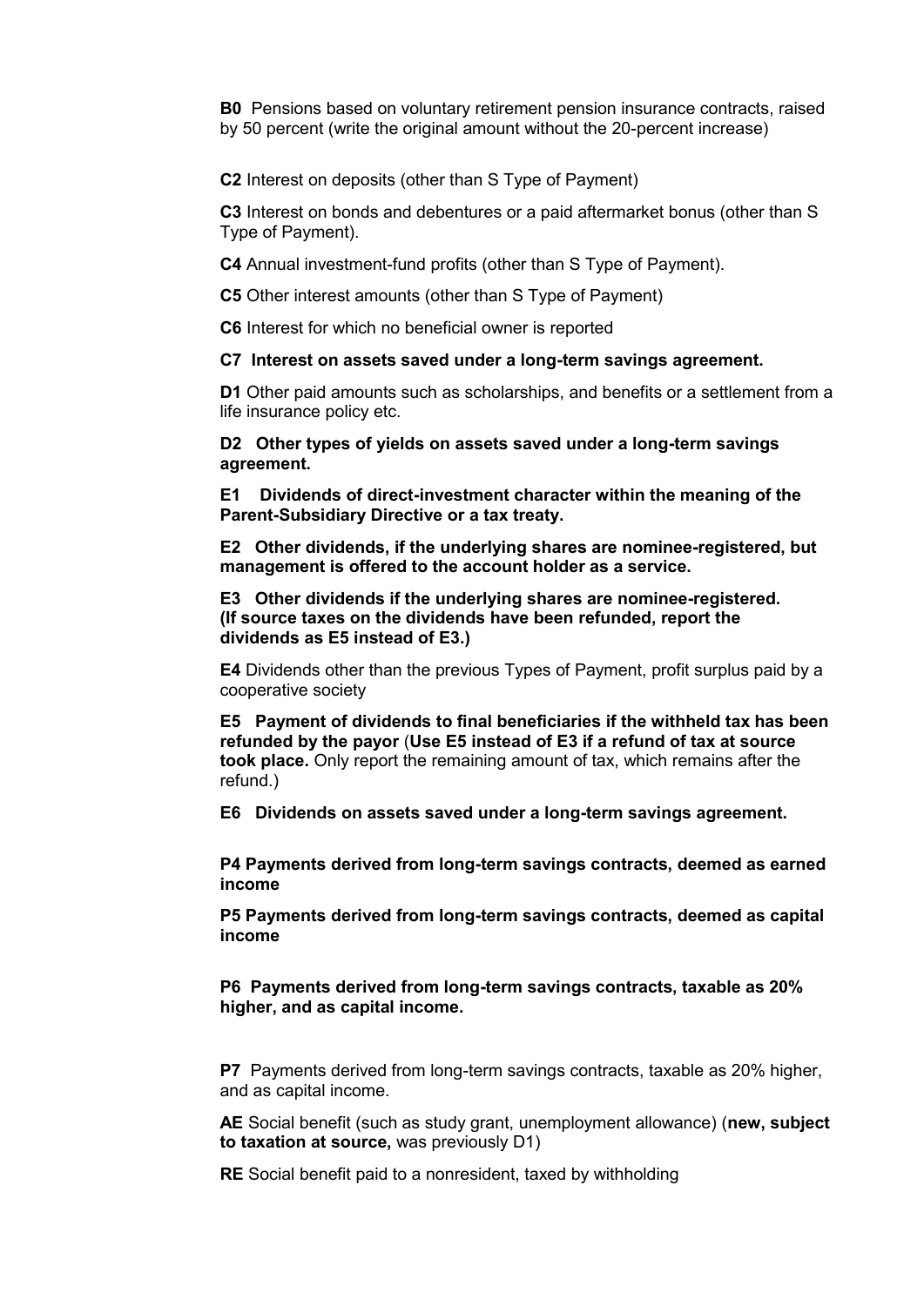**B0** Pensions based on voluntary retirement pension insurance contracts, raised by 50 percent (write the original amount without the 20-percent increase)

**C2** Interest on deposits (other than S Type of Payment)

**C3** Interest on bonds and debentures or a paid aftermarket bonus (other than S Type of Payment).

**C4** Annual investment-fund profits (other than S Type of Payment).

**C5** Other interest amounts (other than S Type of Payment)

**C6** Interest for which no beneficial owner is reported

**C7 Interest on assets saved under a long-term savings agreement.**

**D1** Other paid amounts such as scholarships, and benefits or a settlement from a life insurance policy etc.

**D2 Other types of yields on assets saved under a long-term savings agreement.**

**E1 Dividends of direct-investment character within the meaning of the Parent-Subsidiary Directive or a tax treaty.**

**E2 Other dividends, if the underlying shares are nominee-registered, but management is offered to the account holder as a service.**

**E3 Other dividends if the underlying shares are nominee-registered. (If source taxes on the dividends have been refunded, report the dividends as E5 instead of E3.)**

**E4** Dividends other than the previous Types of Payment, profit surplus paid by a cooperative society

**E5 Payment of dividends to final beneficiaries if the withheld tax has been refunded by the payor** (**Use E5 instead of E3 if a refund of tax at source took place.** Only report the remaining amount of tax, which remains after the refund.)

**E6 Dividends on assets saved under a long-term savings agreement.**

**P4 Payments derived from long-term savings contracts, deemed as earned income**

**P5 Payments derived from long-term savings contracts, deemed as capital income**

**P6 Payments derived from long-term savings contracts, taxable as 20% higher, and as capital income.**

**P7** Payments derived from long-term savings contracts, taxable as 20% higher, and as capital income.

**AE** Social benefit (such as study grant, unemployment allowance) (**new, subject to taxation at source,** was previously D1)

**RE** Social benefit paid to a nonresident, taxed by withholding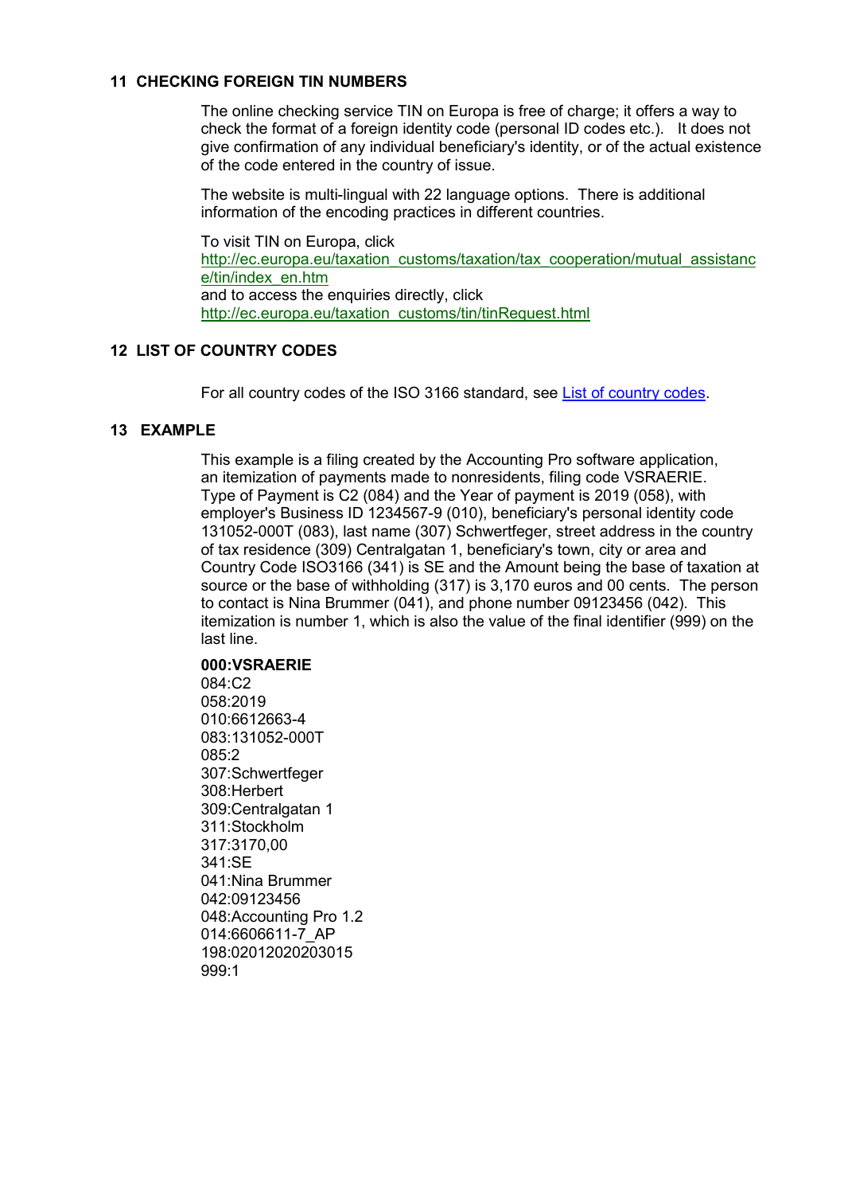## 11 CHECKING FOREIGN TIN NUMBERS

The online checking service TIN on Europa is free of charge; it offers a way to check the format of a foreign identity code (personal ID codes etc.). It does not give confirmation of any individual beneficiary's identity, or of the actual existence of the code entered in the country of issue.

The website is multi-lingual with 22 language options. There is additional information of the encoding practices in different countries.

To visit TIN on Europa, click
http://ec.europa.eu/taxation_customs/taxation/tax_cooperation/mutual_assistance/tin/index_en.htm
and to access the enquiries directly, click
http://ec.europa.eu/taxation_customs/tin/tinRequest.html

## 12 LIST OF COUNTRY CODES

For all country codes of the ISO 3166 standard, see List of country codes.

## 13 EXAMPLE

This example is a filing created by the Accounting Pro software application, an itemization of payments made to nonresidents, filing code VSRAERIE. Type of Payment is C2 (084) and the Year of payment is 2019 (058), with employer's Business ID 1234567-9 (010), beneficiary's personal identity code 131052-000T (083), last name (307) Schwertfeger, street address in the country of tax residence (309) Centralgatan 1, beneficiary's town, city or area and Country Code ISO3166 (341) is SE and the Amount being the base of taxation at source or the base of withholding (317) is 3,170 euros and 00 cents. The person to contact is Nina Brummer (041), and phone number 09123456 (042). This itemization is number 1, which is also the value of the final identifier (999) on the last line.

**000:VSRAERIE**
084:C2
058:2019
010:6612663-4
083:131052-000T
085:2
307:Schwertfeger
308:Herbert
309:Centralgatan 1
311:Stockholm
317:3170,00
341:SE
041:Nina Brummer
042:09123456
048:Accounting Pro 1.2
014:6606611-7_AP
198:02012020203015
999:1